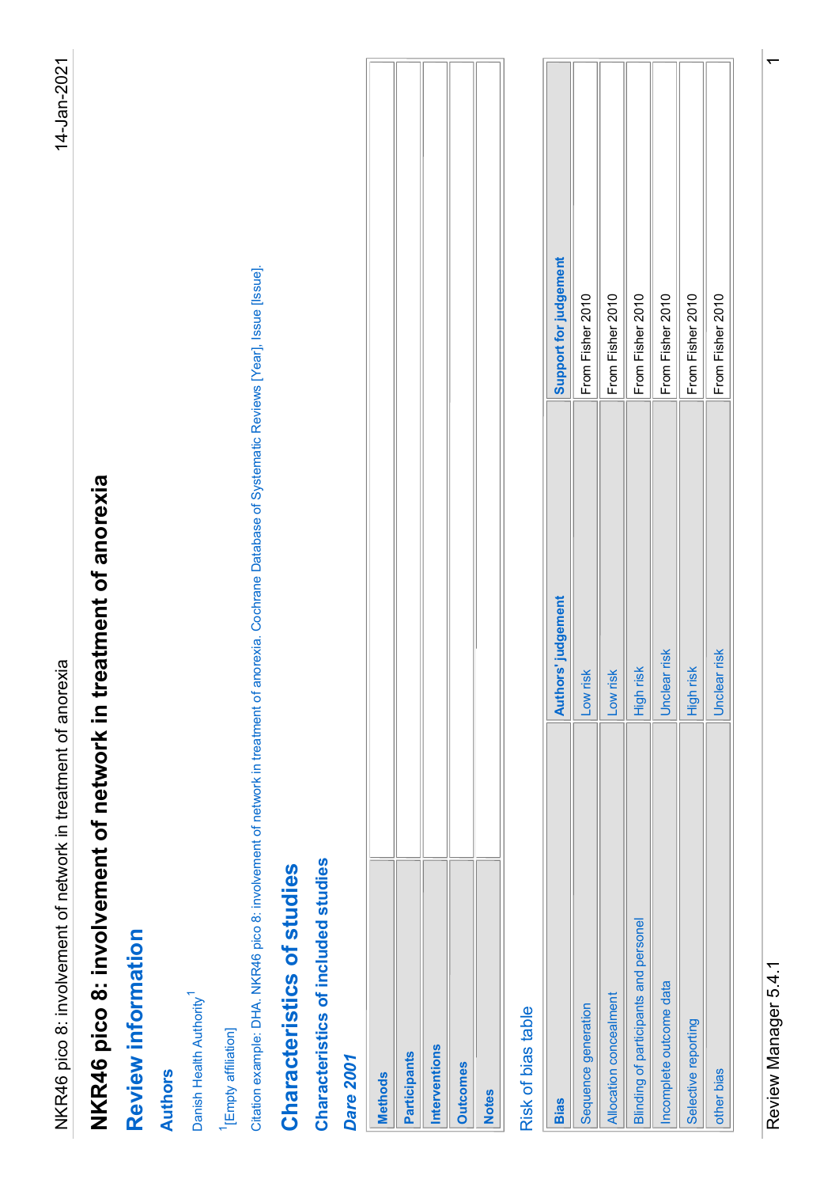# NKR46 pico 8: involvement of network in treatment of anorexia

## Review information

### Authors

Danish Health Authority[1]

[1][Empty affiliation]

Citation example: DHA. NKR46 pico 8: involvement of network in treatment of anorexia. Cochrane Database of Systematic Reviews [Year], Issue [Issue].

## Characteristics of studies

### Characteristics of included studies

#### *Dare 2001*

| | |
|---|---|
| **Methods** | |
| **Participants** | |
| **Interventions** | |
| **Outcomes** | |
| **Notes** | |

Risk of bias table

| Bias | Authors' judgement | Support for judgement |
|---|---|---|
| Sequence generation | Low risk | From Fisher 2010 |
| Allocation concealment | Low risk | From Fisher 2010 |
| Blinding of participants and personel | High risk | From Fisher 2010 |
| Incomplete outcome data | Unclear risk | From Fisher 2010 |
| Selective reporting | High risk | From Fisher 2010 |
| other bias | Unclear risk | From Fisher 2010 |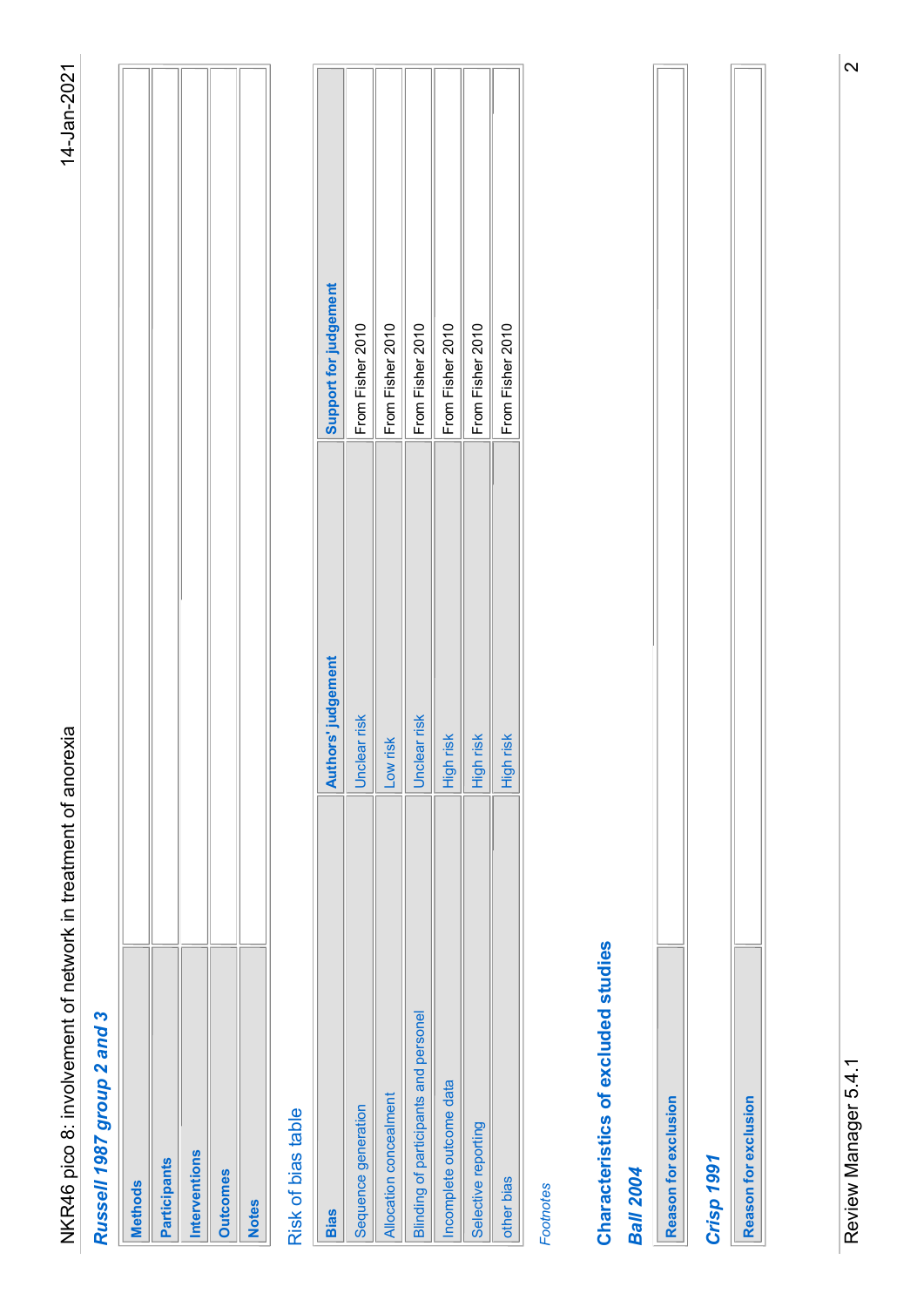### Russell 1987 group 2 and 3

| | |
|---|---|
| **Methods** | |
| **Participants** | |
| **Interventions** | |
| **Outcomes** | |
| **Notes** | |

Risk of bias table

| Bias | Authors' judgement | Support for judgement |
|---|---|---|
| Sequence generation | Unclear risk | From Fisher 2010 |
| Allocation concealment | Low risk | From Fisher 2010 |
| Blinding of participants and personel | Unclear risk | From Fisher 2010 |
| Incomplete outcome data | High risk | From Fisher 2010 |
| Selective reporting | High risk | From Fisher 2010 |
| other bias | High risk | From Fisher 2010 |

*Footnotes*

## Characteristics of excluded studies

### Ball 2004

| | |
|---|---|
| **Reason for exclusion** | |

### Crisp 1991

| | |
|---|---|
| **Reason for exclusion** | |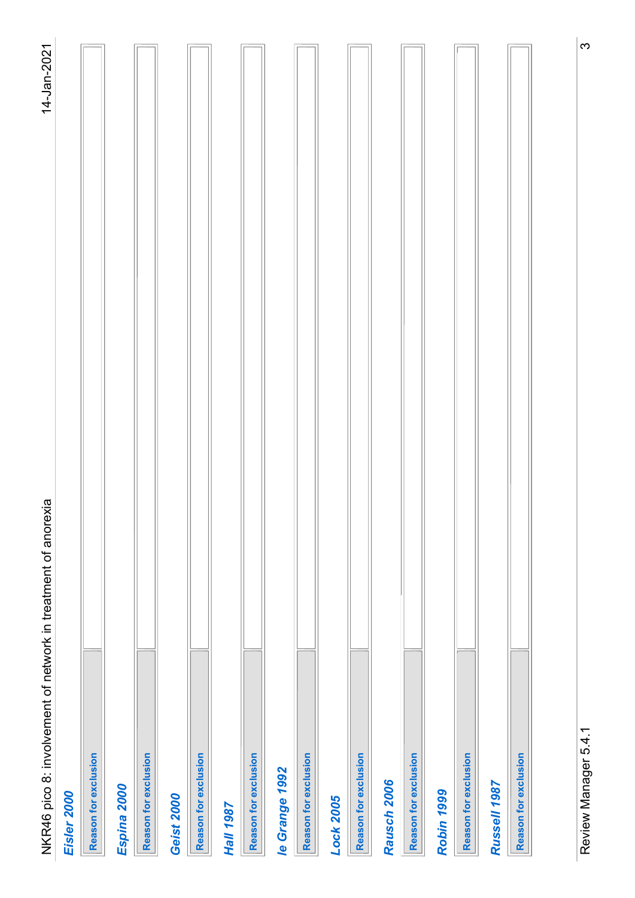### *Eisler 2000*

| Reason for exclusion | |
|---|---|

### *Espina 2000*

| Reason for exclusion | |
|---|---|

### *Geist 2000*

| Reason for exclusion | |
|---|---|

### *Hall 1987*

| Reason for exclusion | |
|---|---|

### *le Grange 1992*

| Reason for exclusion | |
|---|---|

### *Lock 2005*

| Reason for exclusion | |
|---|---|

### *Rausch 2006*

| Reason for exclusion | |
|---|---|

### *Robin 1999*

| Reason for exclusion | |
|---|---|

### *Russell 1987*

| Reason for exclusion | |
|---|---|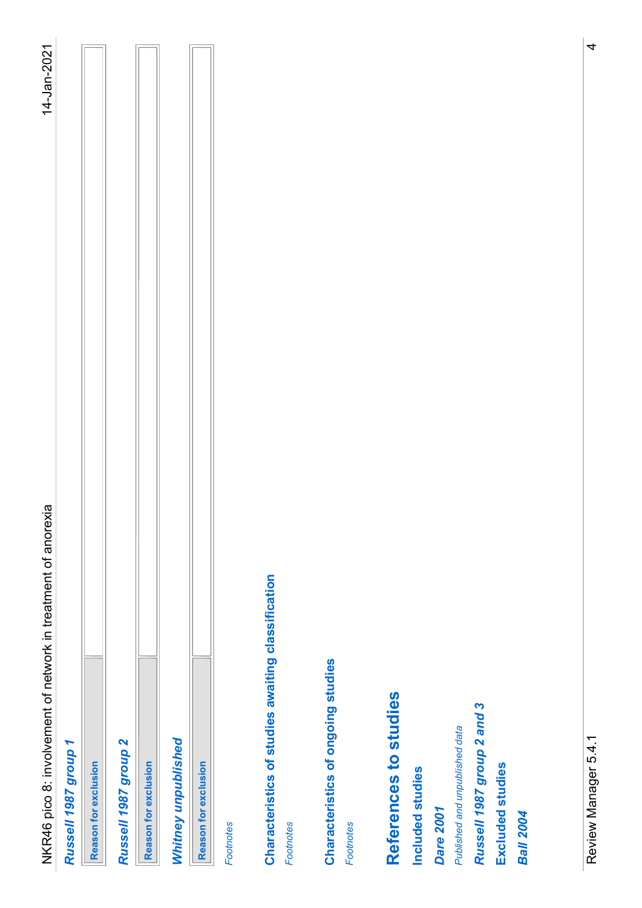### *Russell 1987 group 1*

| | |
|---|---|
| Reason for exclusion | |

### *Russell 1987 group 2*

| | |
|---|---|
| Reason for exclusion | |

### *Whitney unpublished*

| | |
|---|---|
| Reason for exclusion | |

*Footnotes*

## Characteristics of studies awaiting classification

*Footnotes*

## Characteristics of ongoing studies

*Footnotes*

# References to studies

## Included studies

### *Dare 2001*

*Published and unpublished data*

### *Russell 1987 group 2 and 3*

## Excluded studies

### *Ball 2004*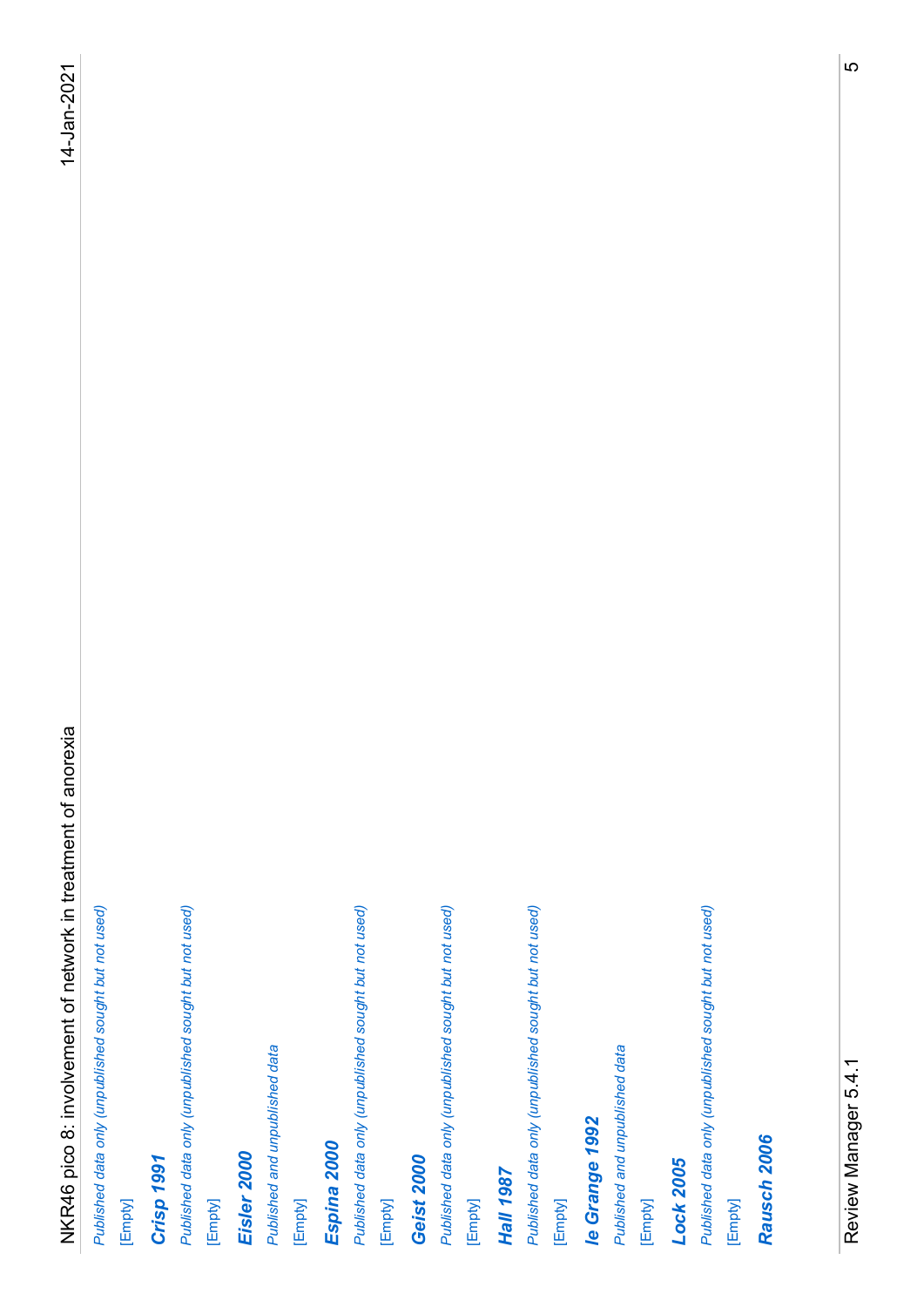*Published data only (unpublished sought but not used)*

[Empty]

### *Crisp 1991*

*Published data only (unpublished sought but not used)*

[Empty]

### *Eisler 2000*

*Published and unpublished data*

[Empty]

### *Espina 2000*

*Published data only (unpublished sought but not used)*

[Empty]

### *Geist 2000*

*Published data only (unpublished sought but not used)*

[Empty]

### *Hall 1987*

*Published data only (unpublished sought but not used)*

[Empty]

### *le Grange 1992*

*Published and unpublished data*

[Empty]

### *Lock 2005*

*Published data only (unpublished sought but not used)*

[Empty]

### *Rausch 2006*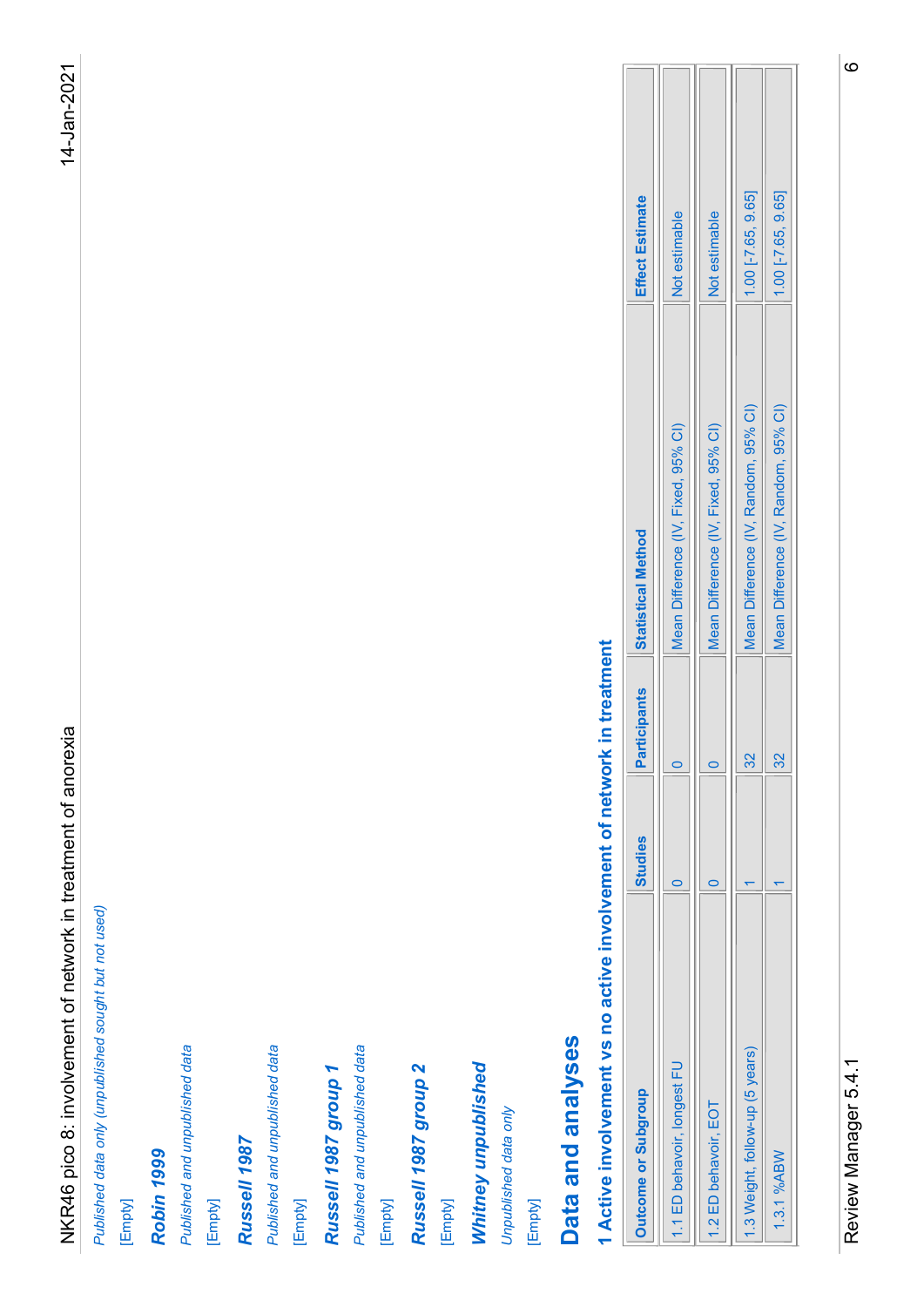*Published data only (unpublished sought but not used)*

[Empty]

### *Robin 1999*

*Published and unpublished data*

[Empty]

### *Russell 1987*

*Published and unpublished data*

[Empty]

### *Russell 1987 group 1*

*Published and unpublished data*

[Empty]

### *Russell 1987 group 2*

[Empty]

### *Whitney unpublished*

*Unpublished data only*

[Empty]

# Data and analyses

## 1 Active involvement vs no active involvement of network in treatment

| Outcome or Subgroup | Studies | Participants | Statistical Method | Effect Estimate |
|---|---|---|---|---|
| 1.1 ED behavior, longest FU | 0 | 0 | Mean Difference (IV, Fixed, 95% CI) | Not estimable |
| 1.2 ED behavior, EOT | 0 | 0 | Mean Difference (IV, Fixed, 95% CI) | Not estimable |
| 1.3 Weight, follow-up (5 years) | 1 | 32 | Mean Difference (IV, Random, 95% CI) | 1.00 [-7.65, 9.65] |
| 1.3.1 %ABW | 1 | 32 | Mean Difference (IV, Random, 95% CI) | 1.00 [-7.65, 9.65] |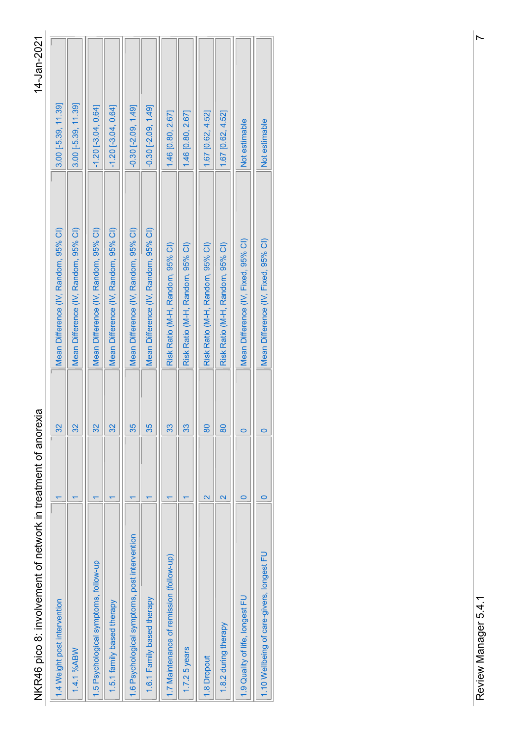NKR46 pico 8: involvement of network in treatment of anorexia

| | | | | |
|---|---|---|---|---|
| 1.4 Weight post intervention | 1 | 32 | Mean Difference (IV, Random, 95% CI) | 3.00 [-5.39, 11.39] |
| 1.4.1 %ABW | 1 | 32 | Mean Difference (IV, Random, 95% CI) | 3.00 [-5.39, 11.39] |
| 1.5 Psychological symptoms, follow-up | 1 | 32 | Mean Difference (IV, Random, 95% CI) | -1.20 [-3.04, 0.64] |
| 1.5.1 family based therapy | 1 | 32 | Mean Difference (IV, Random, 95% CI) | -1.20 [-3.04, 0.64] |
| 1.6 Psychological symptoms, post intervention | 1 | 35 | Mean Difference (IV, Random, 95% CI) | -0.30 [-2.09, 1.49] |
| 1.6.1 Family based therapy | 1 | 35 | Mean Difference (IV, Random, 95% CI) | -0.30 [-2.09, 1.49] |
| 1.7 Maintenance of remission (follow-up) | 1 | 33 | Risk Ratio (M-H, Random, 95% CI) | 1.46 [0.80, 2.67] |
| 1.7.2 5 years | 1 | 33 | Risk Ratio (M-H, Random, 95% CI) | 1.46 [0.80, 2.67] |
| 1.8 Dropout | 2 | 80 | Risk Ratio (M-H, Random, 95% CI) | 1.67 [0.62, 4.52] |
| 1.8.2 during therapy | 2 | 80 | Risk Ratio (M-H, Random, 95% CI) | 1.67 [0.62, 4.52] |
| 1.9 Quality of life, longest FU | 0 | 0 | Mean Difference (IV, Fixed, 95% CI) | Not estimable |
| 1.10 Wellbeing of care-givers, longest FU | 0 | 0 | Mean Difference (IV, Fixed, 95% CI) | Not estimable |